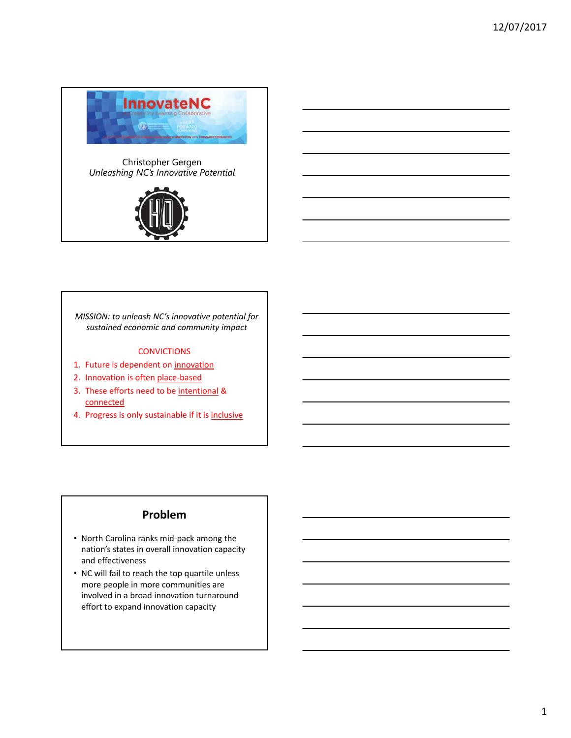InnovateNC

Cross-City Learning Collaborative

Christopher Gergen

*Unleashing NC's Innovative Potential*

*MISSION: to unleash NC's innovative potential for sustained economic and community impact*

CONVICTIONS

1. Future is dependent on innovation
2. Innovation is often place-based
3. These efforts need to be intentional & connected
4. Progress is only sustainable if it is inclusive

## Problem

- North Carolina ranks mid-pack among the nation's states in overall innovation capacity and effectiveness
- NC will fail to reach the top quartile unless more people in more communities are involved in a broad innovation turnaround effort to expand innovation capacity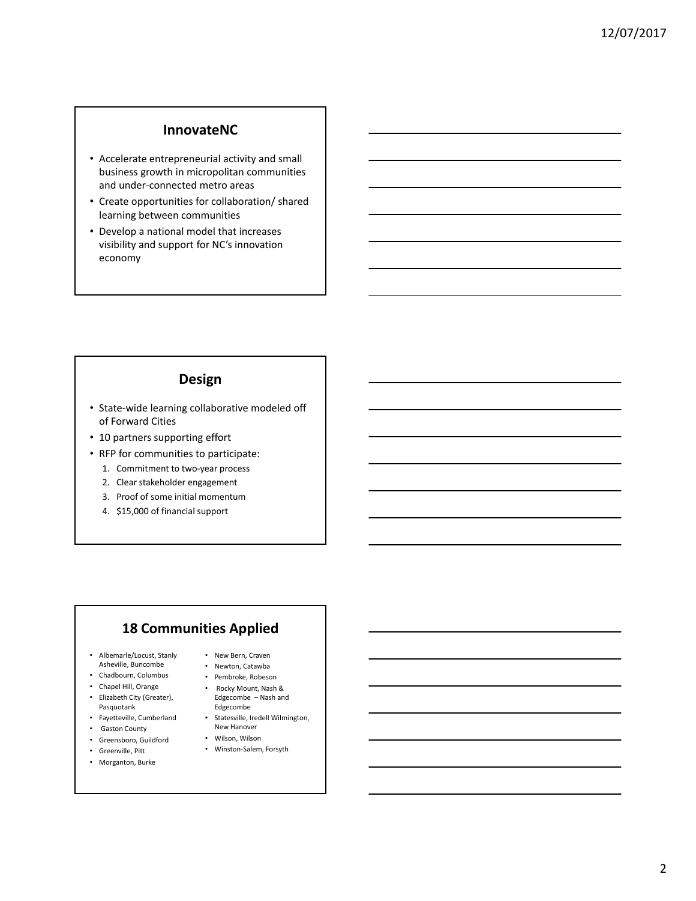## InnovateNC

- Accelerate entrepreneurial activity and small business growth in micropolitan communities and under-connected metro areas
- Create opportunities for collaboration/ shared learning between communities
- Develop a national model that increases visibility and support for NC's innovation economy

## Design

- State-wide learning collaborative modeled off of Forward Cities
- 10 partners supporting effort
- RFP for communities to participate:
  1. Commitment to two-year process
  2. Clear stakeholder engagement
  3. Proof of some initial momentum
  4. $15,000 of financial support

## 18 Communities Applied

- Albemarle/Locust, Stanly Asheville, Buncombe
- Chadbourn, Columbus
- Chapel Hill, Orange
- Elizabeth City (Greater), Pasquotank
- Fayetteville, Cumberland
- Gaston County
- Greensboro, Guildford
- Greenville, Pitt
- Morganton, Burke
- New Bern, Craven
- Newton, Catawba
- Pembroke, Robeson
- Rocky Mount, Nash & Edgecombe – Nash and Edgecombe
- Statesville, Iredell Wilmington, New Hanover
- Wilson, Wilson
- Winston-Salem, Forsyth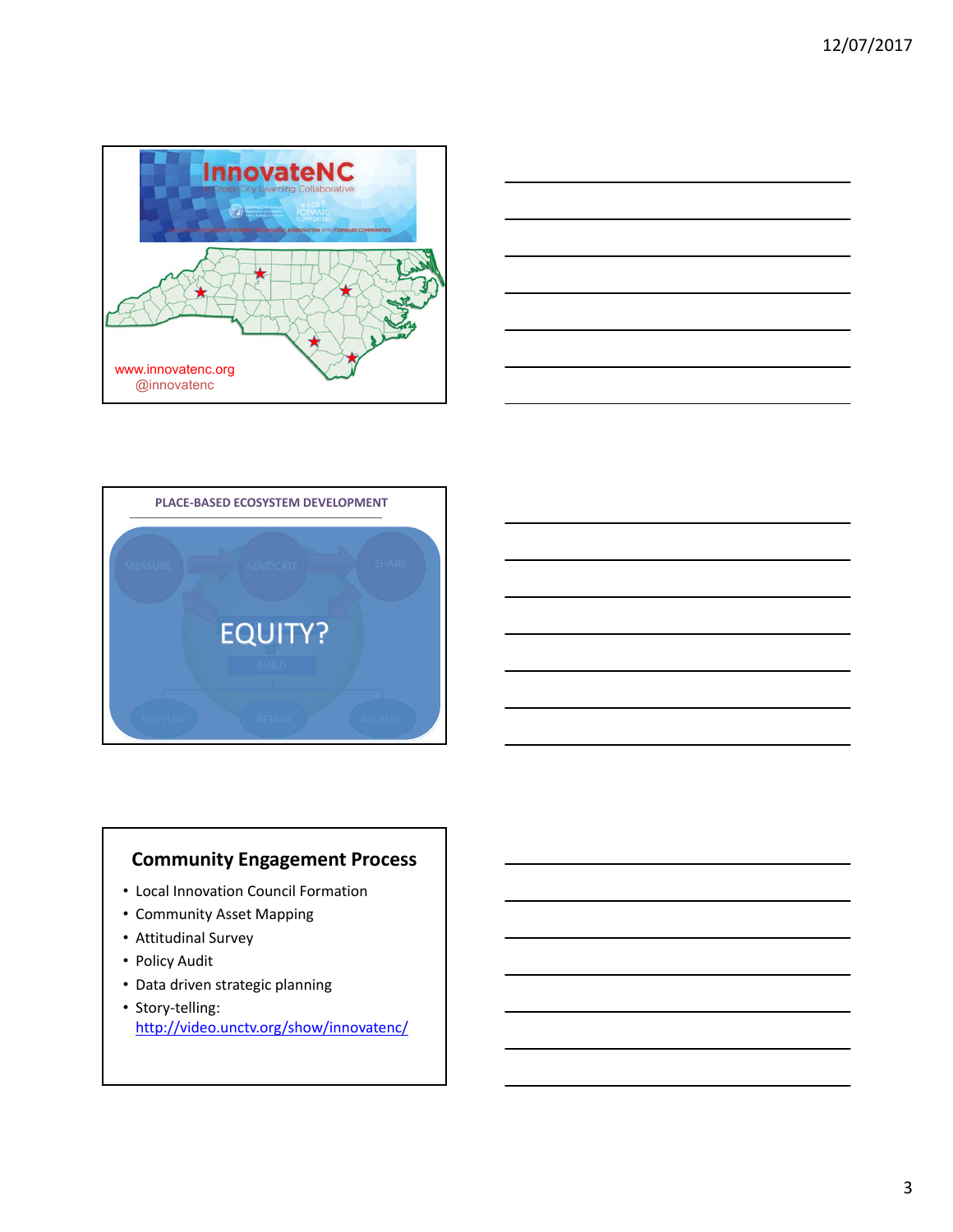InnovateNC

A Cross-City Learning Collaborative

www.innovatenc.org
@innovatenc

PLACE-BASED ECOSYSTEM DEVELOPMENT

MEASURE ADVOCATE SHARE

EQUITY?

BUILD

DEVELOP RETAIN RECRUIT

## Community Engagement Process

- Local Innovation Council Formation
- Community Asset Mapping
- Attitudinal Survey
- Policy Audit
- Data driven strategic planning
- Story-telling: http://video.unctv.org/show/innovatenc/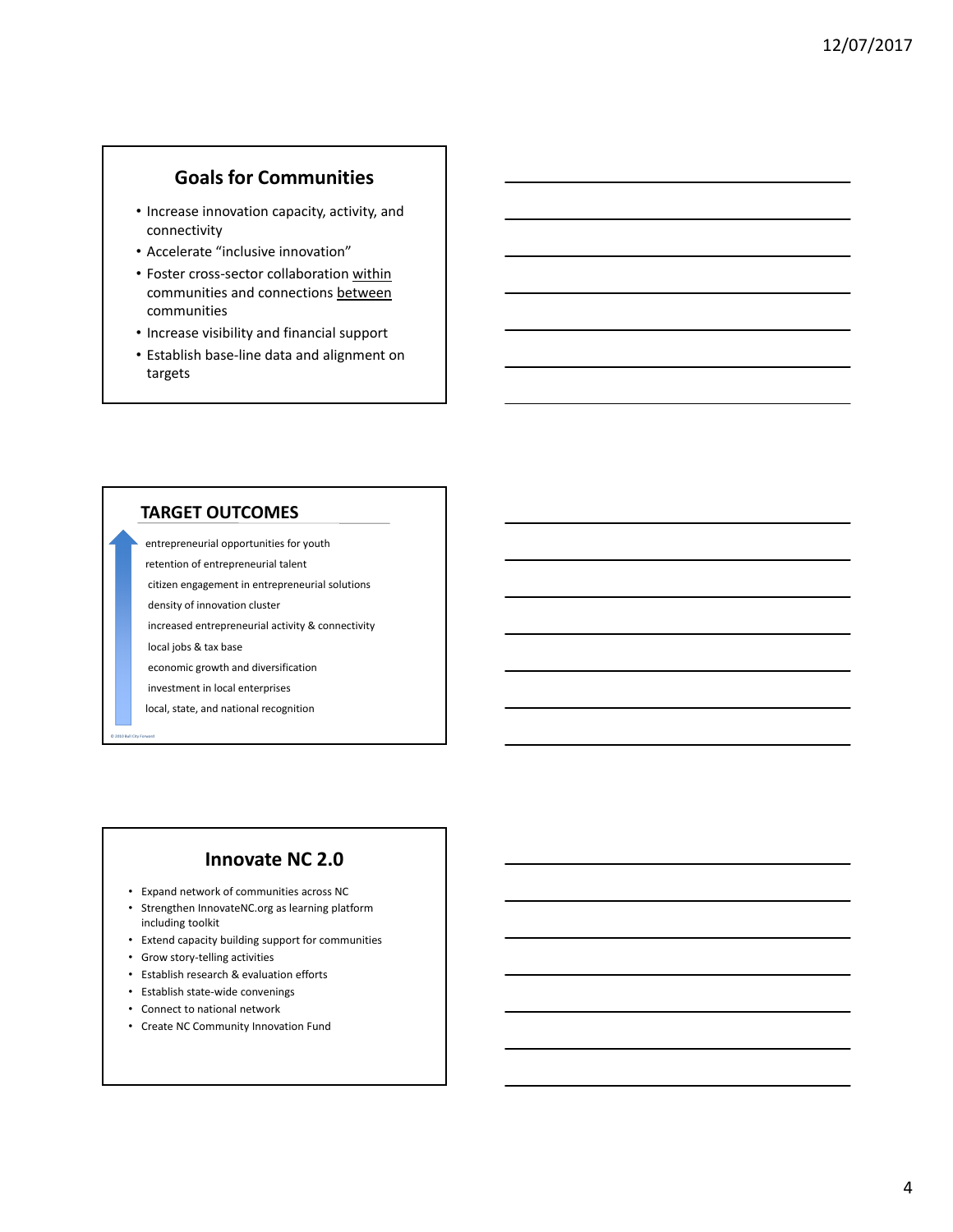## Goals for Communities

- Increase innovation capacity, activity, and connectivity
- Accelerate "inclusive innovation"
- Foster cross-sector collaboration within communities and connections between communities
- Increase visibility and financial support
- Establish base-line data and alignment on targets

## TARGET OUTCOMES

- entrepreneurial opportunities for youth
- retention of entrepreneurial talent
- citizen engagement in entrepreneurial solutions
- density of innovation cluster
- increased entrepreneurial activity & connectivity
- local jobs & tax base
- economic growth and diversification
- investment in local enterprises
- local, state, and national recognition

© 2010 Bull City Forward

## Innovate NC 2.0

- Expand network of communities across NC
- Strengthen InnovateNC.org as learning platform including toolkit
- Extend capacity building support for communities
- Grow story-telling activities
- Establish research & evaluation efforts
- Establish state-wide convenings
- Connect to national network
- Create NC Community Innovation Fund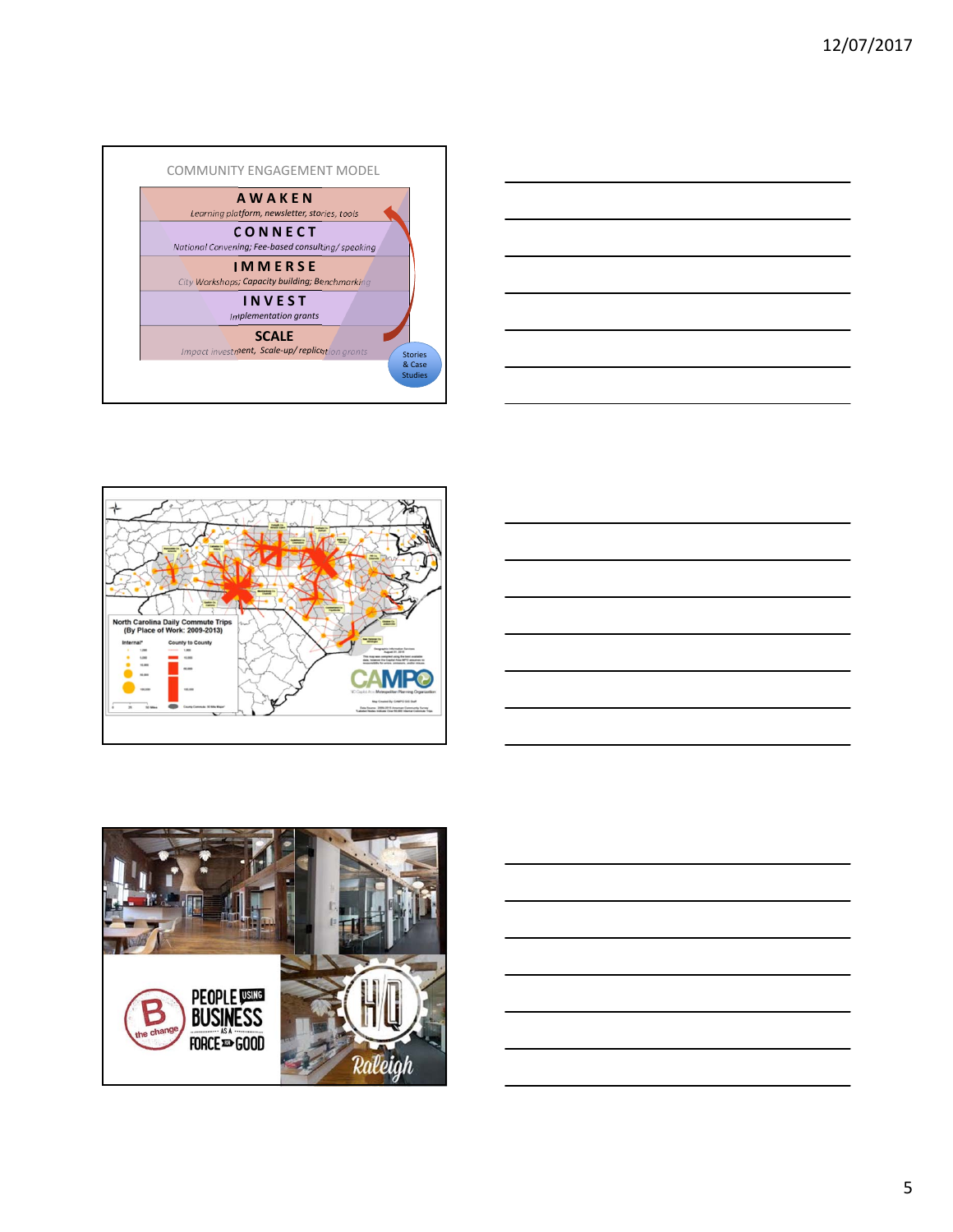## COMMUNITY ENGAGEMENT MODEL

**AWAKEN**
*Learning platform, newsletter, stories, tools*

**CONNECT**
*National Convening; Fee-based consulting/ speaking*

**IMMERSE**
*City Workshops; Capacity building; Benchmarking*

**INVEST**
*Implementation grants*

**SCALE**
*Impact investment, Scale-up/ replication grants*

Stories & Case Studies

---

North Carolina Daily Commute Trips (By Place of Work: 2009-2013)

CAMPO

---

B the change

PEOPLE USING BUSINESS AS A FORCE FOR GOOD

HQ Raleigh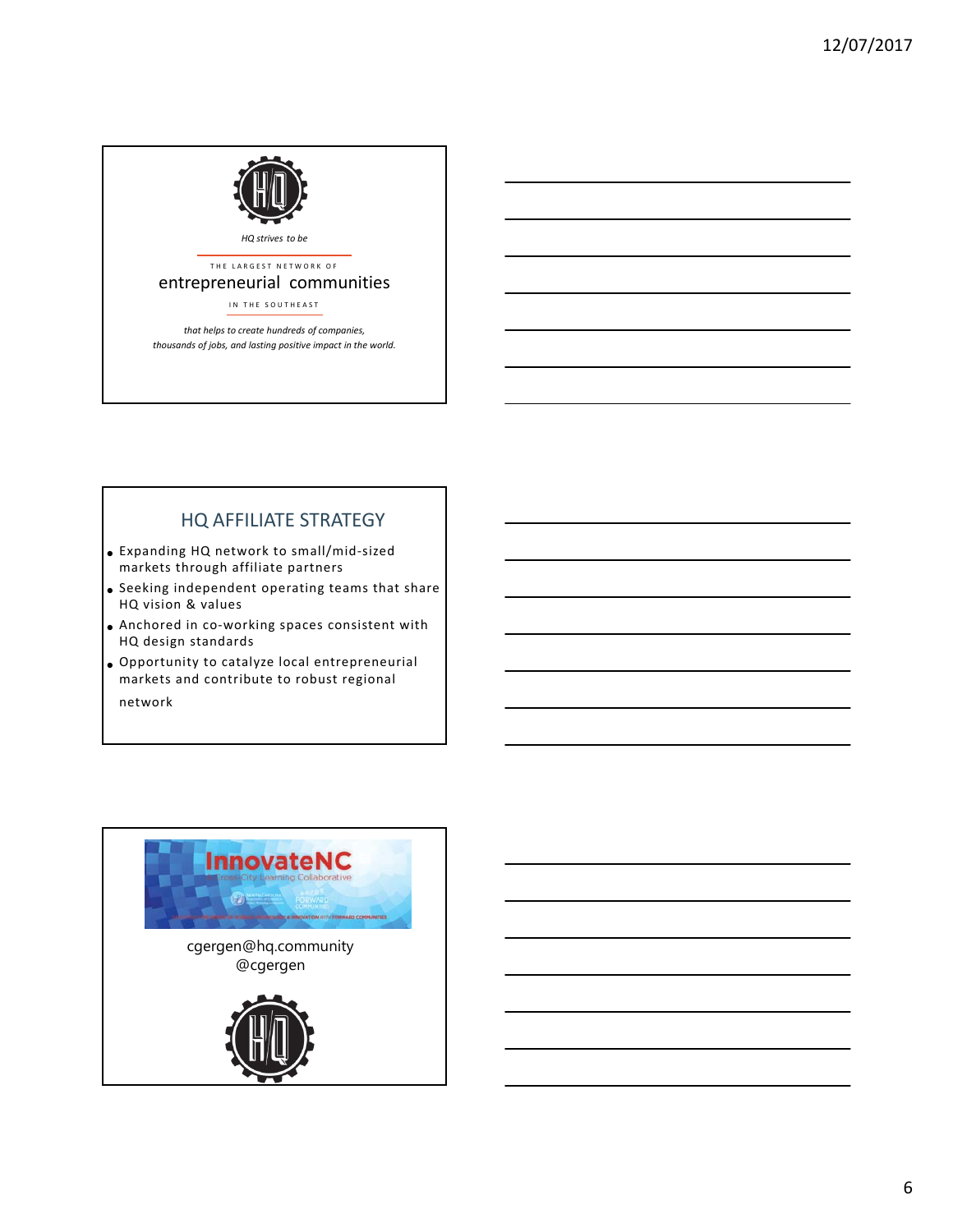HQ strives to be

THE LARGEST NETWORK OF

entrepreneurial communities

IN THE SOUTHEAST

*that helps to create hundreds of companies, thousands of jobs, and lasting positive impact in the world.*

## HQ AFFILIATE STRATEGY

- Expanding HQ network to small/mid-sized markets through affiliate partners
- Seeking independent operating teams that share HQ vision & values
- Anchored in co-working spaces consistent with HQ design standards
- Opportunity to catalyze local entrepreneurial markets and contribute to robust regional network

InnovateNC

Cross-City Learning Collaborative

cgergen@hq.community

@cgergen